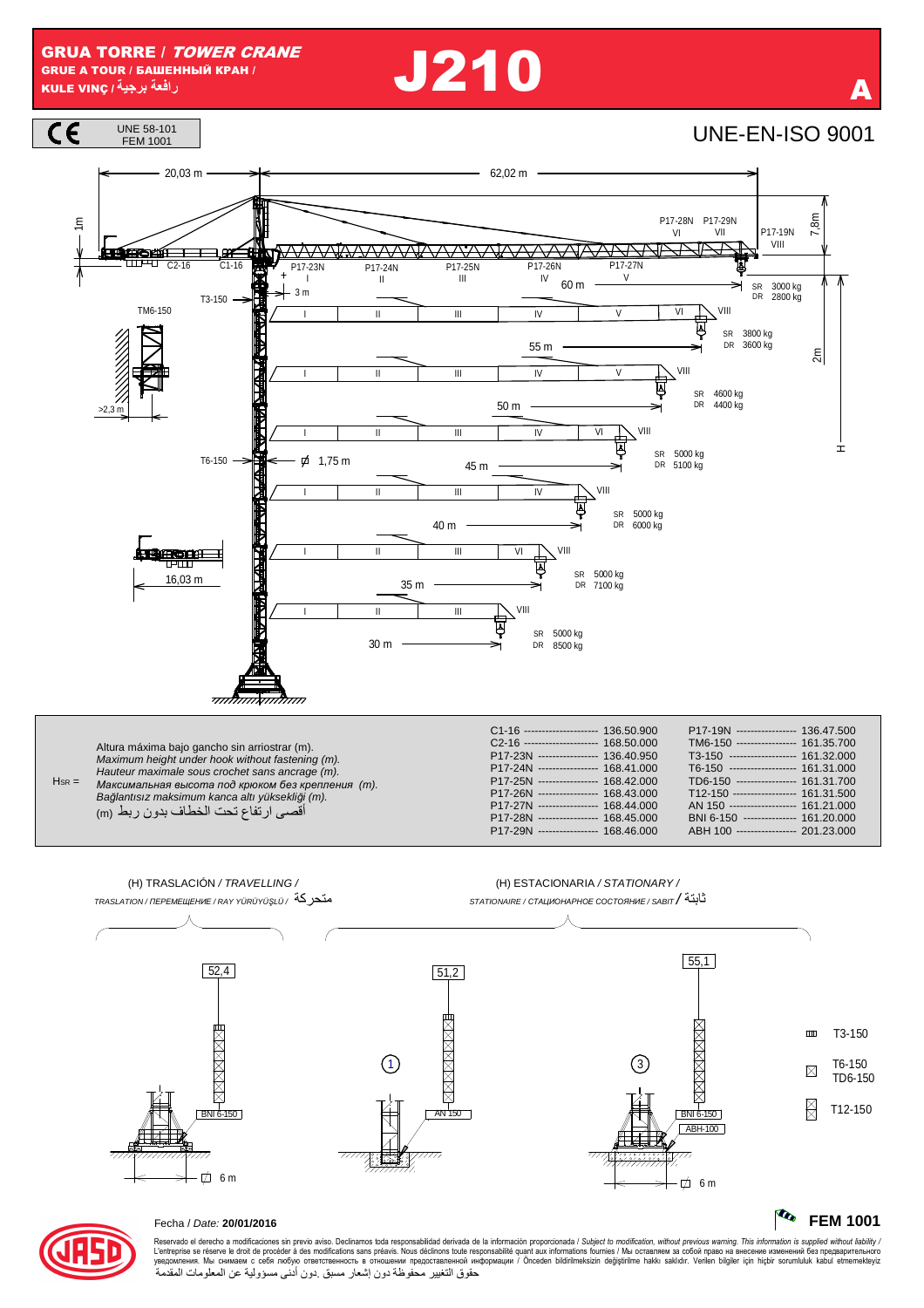# GRUA TORRE / *TOWER CRANE*

**GRUE A TOUR / БАШЕННЫЙ КРАН / KULE VINÇ / رافعة برجية**

# J210

**A**

CE — UNE 58-101 FEM 1001

UNE-EN-ISO 9001

20,03 m — 62,02 m

1m — 7,8m — 2m — H

C2-16 — C1-16 — T3-150 — TM6-150 — T6-150

P17-23N I — P17-24N II — P17-25N III — P17-26N IV — P17-27N V — P17-28N VI — P17-29N VII — P17-19N VIII

3 m — >2,3 m — Ø 1,75 m — 16,03 m

| Radio | SR | DR |
|---|---|---|
| 60 m | 3000 kg | 2800 kg |
| 55 m | 3800 kg | 3600 kg |
| 50 m | 4600 kg | 4400 kg |
| 45 m | 5000 kg | 5100 kg |
| 40 m | 5000 kg | 6000 kg |
| 35 m | 5000 kg | 7100 kg |
| 30 m | 5000 kg | 8500 kg |

$H_{SR}$ =

Altura máxima bajo gancho sin arriostrar (m).
*Maximum height under hook without fastening (m).*
*Hauteur maximale sous crochet sans ancrage (m).*
*Максимальная высота под крюком без крепления (m).*
*Bağlantısız maksimum kanca altı yüksekliği (m).*
أقصى ارتفاع تحت الخطاف بدون ربط (m)

| | | | |
|---|---|---|---|
| C1-16 | 136.50.900 | P17-19N | 136.47.500 |
| C2-16 | 168.50.000 | TM6-150 | 161.35.700 |
| P17-23N | 136.40.950 | T3-150 | 161.32.000 |
| P17-24N | 168.41.000 | T6-150 | 161.31.000 |
| P17-25N | 168.42.000 | TD6-150 | 161.31.700 |
| P17-26N | 168.43.000 | T12-150 | 161.31.500 |
| P17-27N | 168.44.000 | AN 150 | 161.21.000 |
| P17-28N | 168.45.000 | BNI 6-150 | 161.20.000 |
| P17-29N | 168.46.000 | ABH 100 | 201.23.000 |

(H) TRASLACIÓN / *TRAVELLING / TRASLATION / ПЕРЕМЕЩЕНИЕ / RAY YÜRÜYÜŞLÜ /* متحركة

(H) ESTACIONARIA / *STATIONARY / STATIONAIRE / СТАЦИОНАРНОЕ СОСТОЯНИЕ / SABIT /* ثابتة

52,4 — BNI 6-150 — 6 m

① 51,2 — AN 150

③ 55,1 — BNI 6-150 — ABH-100 — 6 m

T3-150 — T6-150 / TD6-150 — T12-150

Fecha / *Date:* **20/01/2016**

**FEM 1001**

Reservado el derecho a modificaciones sin previo aviso. Declinamos toda responsabilidad derivada de la información proporcionada / *Subject to modification, without previous warning. This information is supplied without liability /* L'entreprise se réserve le droit de procéder à des modifications sans préavis. Nous déclinons toute responsabilité quant aux informations fournies / Мы оставляем за собой право на внесение изменений без предварительного уведомления. Мы снимаем с себя любую ответственность в отношении предоставленной информации / Önceden bildirilmeksizin değiştirilme hakkı saklıdır. Verilen bilgiler için hiçbir sorumluluk kabul etmemekteyiz
حقوق التغيير محفوظة دون إشعار مسبق .دون أدنى مسؤولية عن المعلومات المقدمة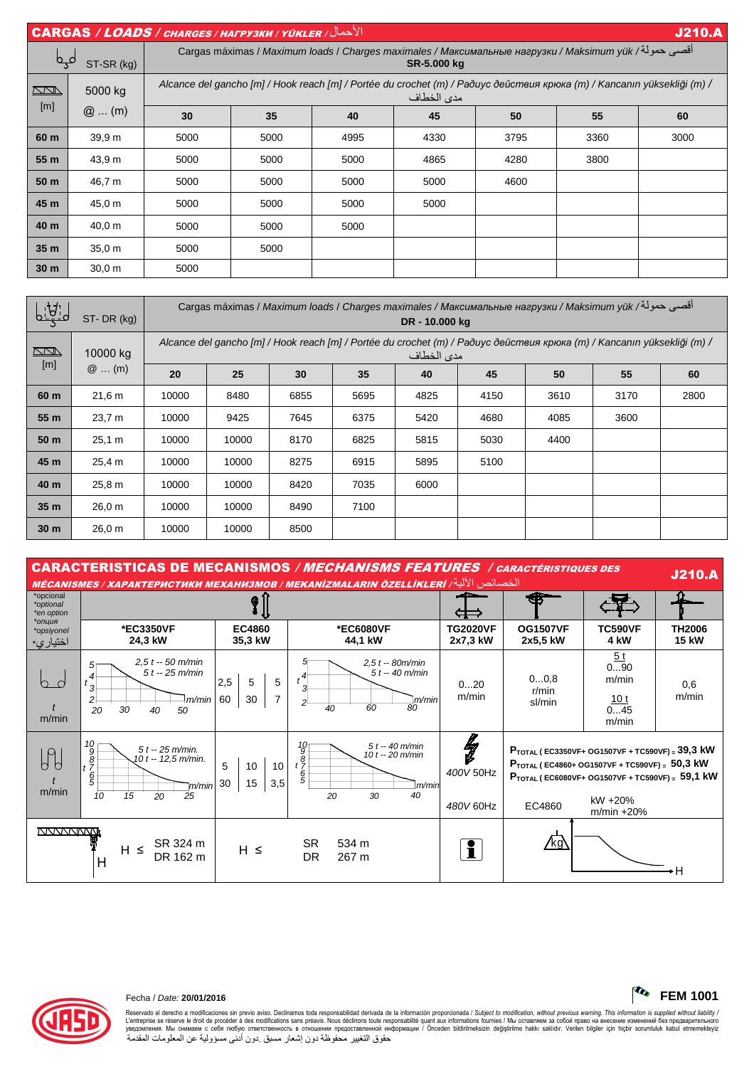## CARGAS / *LOADS* / *CHARGES* / *НАГРУЗКИ* / *YÜKLER* / الأحمال — J210.A

| ST-SR (kg) | | Cargas máximas / Maximum loads / Charges maximales / Максимальные нагрузки / Maksimum yük / أقصى حمولة SR-5.000 kg | | | | | | |
|---|---|---|---|---|---|---|---|---|
| [m] | 5000 kg @ ... (m) | 30 | 35 | 40 | 45 | 50 | 55 | 60 |
| 60 m | 39,9 m | 5000 | 5000 | 4995 | 4330 | 3795 | 3360 | 3000 |
| 55 m | 43,9 m | 5000 | 5000 | 5000 | 4865 | 4280 | 3800 | |
| 50 m | 46,7 m | 5000 | 5000 | 5000 | 5000 | 4600 | | |
| 45 m | 45,0 m | 5000 | 5000 | 5000 | 5000 | | | |
| 40 m | 40,0 m | 5000 | 5000 | 5000 | | | | |
| 35 m | 35,0 m | 5000 | 5000 | | | | | |
| 30 m | 30,0 m | 5000 | | | | | | |

*Alcance del gancho [m] / Hook reach [m] / Portée du crochet (m) / Радиус действия крюка (m) / Kancanın yüksekliği (m) / مدى الخطاف*

| ST- DR (kg) | | Cargas máximas / Maximum loads / Charges maximales / Максимальные нагрузки / Maksimum yük / أقصى حمولة DR - 10.000 kg | | | | | | | | |
|---|---|---|---|---|---|---|---|---|---|---|
| [m] | 10000 kg @ … (m) | 20 | 25 | 30 | 35 | 40 | 45 | 50 | 55 | 60 |
| 60 m | 21,6 m | 10000 | 8480 | 6855 | 5695 | 4825 | 4150 | 3610 | 3170 | 2800 |
| 55 m | 23,7 m | 10000 | 9425 | 7645 | 6375 | 5420 | 4680 | 4085 | 3600 | |
| 50 m | 25,1 m | 10000 | 10000 | 8170 | 6825 | 5815 | 5030 | 4400 | | |
| 45 m | 25,4 m | 10000 | 10000 | 8275 | 6915 | 5895 | 5100 | | | |
| 40 m | 25,8 m | 10000 | 10000 | 8420 | 7035 | 6000 | | | | |
| 35 m | 26,0 m | 10000 | 10000 | 8490 | 7100 | | | | | |
| 30 m | 26,0 m | 10000 | 10000 | 8500 | | | | | | |

*Alcance del gancho [m] / Hook reach [m] / Portée du crochet (m) / Радиус действия крюка (m) / Kancanın yüksekliği (m) / مدى الخطاف*

## CARACTERISTICAS DE MECANISMOS / *MECHANISMS FEATURES* / *CARACTÉRISTIQUES DES MÉCANISMES* / *ХАРАКТЕРИСТИКИ МЕХАНИЗМОВ* / *MEKANİZMALARIN ÖZELLİKLERİ* / الخصائص الآلية — J210.A

*opcional *optional *en option *опция *opsiyonel *اختياري

| | *EC3350VF 24,3 kW | EC4860 35,3 kW | *EC6080VF 44,1 kW | TG2020VF 2x7,3 kW | OG1507VF 2x5,5 kW | TC590VF 4 kW | TH2006 15 kW |
|---|---|---|---|---|---|---|---|
| SR t m/min | 2,5 t -- 50 m/min; 5 t -- 25 m/min | 2,5 / 60; 5 / 30; 5 / 7 | 2,5 t -- 80m/min; 5 t -- 40 m/min | 0…20 m/min | 0…0,8 r/min sl/min | 5 t 0…90 m/min; 10 t 0…45 m/min | 0,6 m/min |
| DR t m/min | 5 t -- 25 m/min.; 10 t -- 12,5 m/min. | 5 / 30; 10 / 15; 10 / 3,5 | 5 t -- 40 m/min; 10 t -- 20 m/min | 400V 50Hz; 480V 60Hz | $P_{TOTAL}$ (EC3350VF+ OG1507VF + TC590VF) = 39,3 kW; $P_{TOTAL}$ (EC4860+ OG1507VF + TC590VF) = 50,3 kW; $P_{TOTAL}$ (EC6080VF+ OG1507VF + TC590VF) = 59,1 kW; EC4860 | kW +20% m/min +20% | |
| H | H ≤ SR 324 m, DR 162 m | H ≤ SR 534 m, DR 267 m | | | | | |

Fecha / *Date:* **20/01/2016**

**FEM 1001**

Reservado el derecho a modificaciones sin previo aviso. Declinamos toda responsabilidad derivada de la información proporcionada / *Subject to modification, without previous warning. This information is supplied without liability* / L'entreprise se réserve le droit de procéder à des modifications sans préavis. Nous déclinons toute responsabilité quant aux informations fournies / Мы оставляем за собой право на внесение изменений без предварительного уведомления. Мы снимаем с себя любую ответственность в отношении предоставленной информации / Önceden bildirilmeksizin değiştirilme hakkı saklıdır. Verilen bilgiler için hiçbir sorumluluk kabul etmemekteyiz
حقوق التغيير محفوظة دون إشعار مسبق .دون أدنى مسؤولية عن المعلومات المقدمة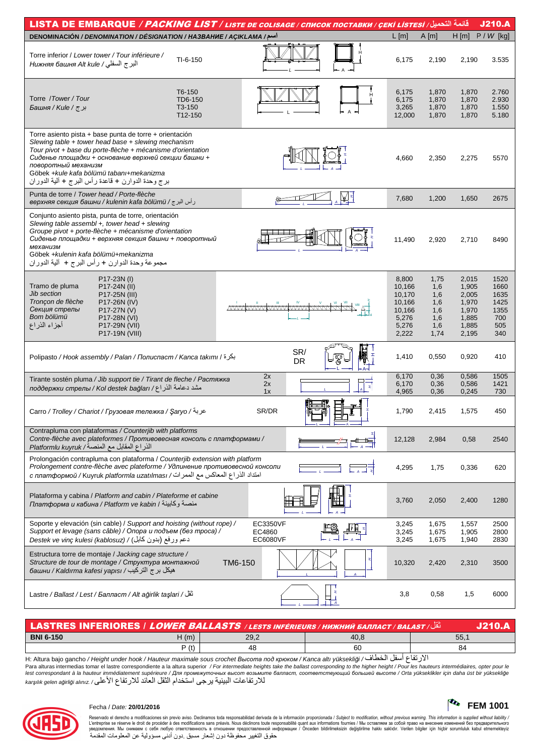# LISTA DE EMBARQUE / *PACKING LIST* / *LISTE DE COLISAGE* / *СПИСОК ПОСТАВКИ* / *ÇEKİ LİSTESİ* / قائمة التحميل — J210.A

| DENOMINACIÓN / *DENOMINATION* / *DÉSIGNATION* / *НАЗВАНИЕ* / *AÇIKLAMA* / اسم | | | L [m] | A [m] | H [m] | P / *W* [kg] |
|---|---|---|---|---|---|---|
| Torre inferior / *Lower tower* / *Tour inférieure* / *Нижняя башня Alt kule* / البرج السفلي | TI-6-150 | | 6,175 | 2,190 | 2,190 | 3.535 |
| Torre / *Tower* / *Tour* / *Башня* / *Kule* / برج | T6-150 | | 6,175 | 1,870 | 1,870 | 2.760 |
| | TD6-150 | | 6,175 | 1,870 | 1,870 | 2.930 |
| | T3-150 | | 3,265 | 1,870 | 1,870 | 1.550 |
| | T12-150 | | 12,000 | 1,870 | 1,870 | 5.180 |
| Torre asiento pista + base punta de torre + orientación / *Slewing table + tower head base + slewing mechanism* / *Tour pivot + base du porte-flèche + mécanisme d'orientation* / *Сиденье площадки + основание верхней секции башни + поворотный механизм* / *Göbek +kule kafa bölümü tabanı+mekanizma* / برج وحدة الدوران + قاعدة رأس البرج + آلية الدوران | | | 4,660 | 2,350 | 2,275 | 5570 |
| Punta de torre / *Tower head* / *Porte-flèche* / *верхняя секция башни* / *kulenin kafa bölümü* / رأس البرج | | | 7,680 | 1,200 | 1,650 | 2675 |
| Conjunto asiento pista, punta de torre, orientación / *Slewing table assembl +, tower head + slewing* / *Groupe pivot + porte-flèche + mécanisme d'orientation* / *Сиденье площадки + верхняя секция башни + поворотный механизм* / *Göbek +kulenin kafa bölümü+mekanizma* / مجموعة وحدة الدوران + رأس البرج + آلية الدوران | | | 11,490 | 2,920 | 2,710 | 8490 |
| Tramo de pluma / *Jib section* / *Tronçon de flèche* / *Секция стрелы* / *Bom bölümü* / أجزاء الذراع | P17-23N (I) | | 8,800 | 1,75 | 2,015 | 1520 |
| | P17-24N (II) | | 10,166 | 1,6 | 1,905 | 1660 |
| | P17-25N (III) | | 10,170 | 1,6 | 2,005 | 1635 |
| | P17-26N (IV) | | 10,166 | 1,6 | 1,970 | 1425 |
| | P17-27N (V) | | 10,166 | 1,6 | 1,970 | 1355 |
| | P17-28N (VI) | | 5,276 | 1,6 | 1,885 | 700 |
| | P17-29N (VII) | | 5,276 | 1,6 | 1,885 | 505 |
| | P17-19N (VIII) | | 2,222 | 1,74 | 2,195 | 340 |
| Polipasto / *Hook assembly* / *Palan* / *Полиспаст* / *Kanca takımı* / بكرة | SR/ DR | | 1,410 | 0,550 | 0,920 | 410 |
| Tirante sostén pluma / *Jib support tie* / *Tirant de fleche* / *Растяжка поддержки стрелы* / *Kol destek bağları* / مشد دعامة الذراع | 2x | | 6,170 | 0,36 | 0,586 | 1505 |
| | 2x | | 6,170 | 0,36 | 0,586 | 1421 |
| | 1x | | 4,965 | 0,36 | 0,245 | 730 |
| Carro / *Trolley* / *Chariot* / *Грузовая тележка* / *Şaryo* / عربة | SR/DR | | 1,790 | 2,415 | 1,575 | 450 |
| Contrapluma con plataformas / *Counterjib with platforms* / *Contre-flèche avec plateformes* / *Противовесная консоль с платформами* / *Platformlu kuyruk* / الذراع المقابل مع المنصة | | | 12,128 | 2,984 | 0,58 | 2540 |
| Prolongación contrapluma con plataforma / *Counterjib extension with platform* / *Prolongement contre-flèche avec plateforme* / *Удлинение противовесной консоли с платформой* / *Kuyruk platformla uzatılması* / امتداد الذراع المعاكس مع الممرات | | | 4,295 | 1,75 | 0,336 | 620 |
| Plataforma y cabina / *Platform and cabin* / *Plateforme et cabine* / *Платформа и кабина* / *Platform ve kabin* / منصة وكابينة | | | 3,760 | 2,050 | 2,400 | 1280 |
| Soporte y elevación (sin cable) / *Support and hoisting (without rope)* / *Support et levage (sans câble)* / *Опора и подъем (без троса)* / *Destek ve vinç kulesi (kablosuz)* / دعم ورفع (بدون كابل) | EC3350VF | | 3,245 | 1,675 | 1,557 | 2500 |
| | EC4860 | | 3,245 | 1,675 | 1,905 | 2800 |
| | EC6080VF | | 3,245 | 1,675 | 1,940 | 2830 |
| Estructura torre de montaje / *Jacking cage structure* / *Structure de tour de montage* / *Структура монтажной башни* / *Kaldırma kafesi yapısı* / هيكل برج التركيب | TM6-150 | | 10,320 | 2,420 | 2,310 | 3500 |
| Lastre / *Ballast* / *Lest* / *Балласт* / *Alt ağirlik taşlari* / ثقل | | | 3,8 | 0,58 | 1,5 | 6000 |

## LASTRES INFERIORES / *LOWER BALLASTS* / *LESTS INFÉRIEURS* / *НИЖНИЙ БАЛЛАСТ* / *BALAST* / ثقل — J210.A

| BNI 6-150 | H (m) | 29,2 | 40,8 | 55,1 |
|---|---|---|---|---|
| | P (t) | 48 | 60 | 84 |

H: Altura bajo gancho / *Height under hook* / *Hauteur maximale sous crochet* *Высота под крюком* / *Kanca altı yüksekliği* / الارتفاع أسفل الخطاف

Para alturas intermedias tomar el lastre correspondiente a la altura superior / *For intermediate heights take the ballast corresponding to the higher height* / *Pour les hauteurs intermédiaires, opter pour le lest correspondant à la hauteur immédiatement supérieure* / *Для промежуточных высот возьмите балласт, соответствующий большей высоте* / *Orta yükseklikler için daha üst bir yüksekliğe karşılık gelen ağirliği alınız.* / للارتفاعات البينية يرجى استخدام الثقل العائد للارتفاع الأعلى

Fecha / *Date:* **20/01/2016**

**FEM 1001**

Reservado el derecho a modificaciones sin previo aviso. Declinamos toda responsabilidad derivada de la información proporcionada / *Subject to modification, without previous warning. This information is supplied without liability* / L'entreprise se réserve le droit de procéder à des modifications sans préavis. Nous déclinons toute responsabilité quant aux informations fournies / Мы оставляем за собой право на внесение изменений без предварительного уведомления. Мы снимаем с себя любую ответственность в отношении предоставленной информации / Önceden bildirilmeksizin değiştirilme hakkı saklıdır. Verilen bilgiler için hiçbir sorumluluk kabul etmemekteyiz حقوق التغيير محفوظة دون إشعار مسبق .دون أدنى مسؤولية عن المعلومات المقدمة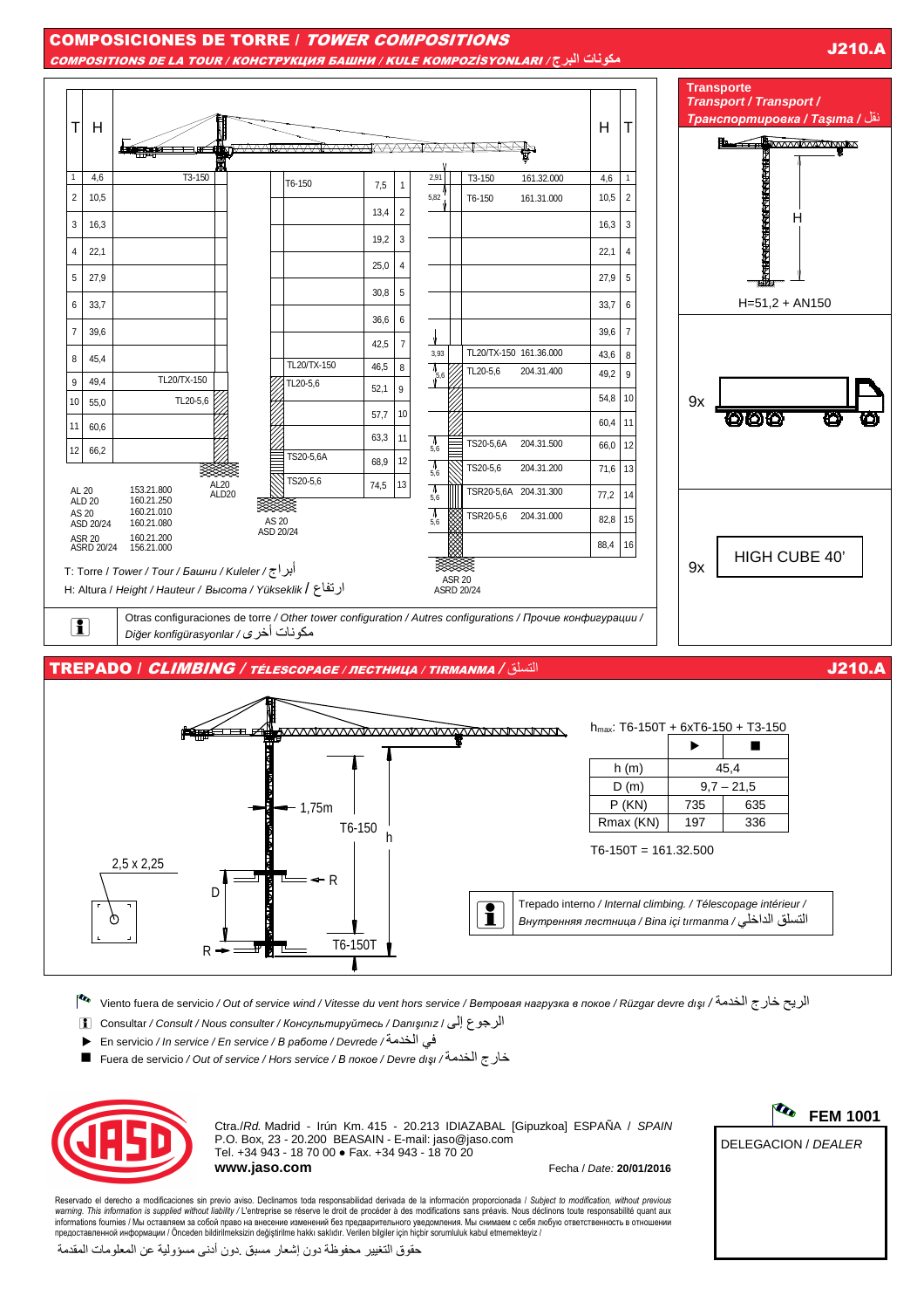## COMPOSICIONES DE TORRE / *TOWER COMPOSITIONS*

*COMPOSITIONS DE LA TOUR / КОНСТРУКЦИЯ БАШНИ / KULE KOMPOZİSYONLARI / مكونات البرج*

J210.A

| T | H | | | H | T |
|---|---|---|---|---|---|
| 1 | 4,6 | T3-150 | T6-150 7,5 (1) | 4,6 | 1 |
| 2 | 10,5 | | 13,4 (2) | 10,5 | 2 |
| 3 | 16,3 | | 19,2 (3) | 16,3 | 3 |
| 4 | 22,1 | | 25,0 (4) | 22,1 | 4 |
| 5 | 27,9 | | 30,8 (5) | 27,9 | 5 |
| 6 | 33,7 | | 36,6 (6) | 33,7 | 6 |
| 7 | 39,6 | | 42,5 (7) | 39,6 | 7 |
| 8 | 45,4 | | TL20/TX-150 46,5 (8) | 43,6 | 8 |
| 9 | 49,4 | TL20/TX-150 | TL20-5,6 52,1 (9) | 49,2 | 9 |
| 10 | 55,0 | TL20-5,6 | 57,7 (10) | 54,8 | 10 |
| 11 | 60,6 | | 63,3 (11) | 60,4 | 11 |
| 12 | 66,2 | | TS20-5,6A 68,9 (12) | 66,0 | 12 |
| | | | TS20-5,6 74,5 (13) | 71,6 | 13 |
| | | | | 77,2 | 14 |
| | | | | 82,8 | 15 |
| | | | | 88,4 | 16 |

| | | |
|---|---|---|
| 2,91 | T3-150 | 161.32.000 |
| 5,82 | T6-150 | 161.31.000 |
| 3,93 | TL20/TX-150 | 161.36.000 |
| 5,6 | TL20-5,6 | 204.31.400 |
| 5,6 | TS20-5,6A | 204.31.500 |
| 5,6 | TS20-5,6 | 204.31.200 |
| 5,6 | TSR20-5,6A | 204.31.300 |
| 5,6 | TSR20-5,6 | 204.31.000 |

| | |
|---|---|
| AL 20 | 153.21.800 |
| ALD 20 | 160.21.250 |
| AS 20 | 160.21.010 |
| ASD 20/24 | 160.21.080 |
| ASR 20 | 160.21.200 |
| ASRD 20/24 | 156.21.000 |

AL20 ALD20

AS 20 ASD 20/24

ASR 20 ASRD 20/24

T: Torre / *Tower / Tour / Башни / Kuleler /* أبراج

H: Altura / *Height / Hauteur / Высота / Yükseklik /* ارتفاع

Otras configuraciones de torre / *Other tower configuration / Autres configurations / Прочие конфигурации / Diğer konfigürasyonlar /* مكونات أخرى

### Transporte

*Transport / Transport / Транспортировка / Taşıma /* نقل

H

H=51,2 + AN150

9x

9x HIGH CUBE 40'

## TREPADO / *CLIMBING / TÉLESCOPAGE / ЛЕСТНИЦА / TIRMANMA /* التسلق

J210.A

1,75m

T6-150

h

2,5 x 2,25

D

R

R

T6-150T

$h_{max}$: T6-150T + 6xT6-150 + T3-150

| | ▶ | ■ |
|---|---|---|
| h (m) | 45,4 | |
| D (m) | 9,7 – 21,5 | |
| P (KN) | 735 | 635 |
| Rmax (KN) | 197 | 336 |

T6-150T = 161.32.500

Trepado interno / *Internal climbing. / Télescopage intérieur / Внутренняя лестница / Bina içi tırmanma /* التسلق الداخلي

Viento fuera de servicio / *Out of service wind / Vitesse du vent hors service / Ветровая нагрузка в покое / Rüzgar devre dışı /* الريح خارج الخدمة

Consultar / *Consult / Nous consulter / Консультируйтесь / Danışınız /* الرجوع إلى

▶ En servicio / *In service / En service / В работе / Devrede /* في الخدمة

■ Fuera de servicio / *Out of service / Hors service / В покое / Devre dışı /* خارج الخدمة

Ctra./*Rd.* Madrid - Irún Km. 415 - 20.213 IDIAZABAL [Gipuzkoa] ESPAÑA / *SPAIN*
P.O. Box, 23 - 20.200 BEASAIN - E-mail: jaso@jaso.com
Tel. +34 943 - 18 70 00 • Fax. +34 943 - 18 70 20
**www.jaso.com**

Fecha / *Date:* **20/01/2016**

**FEM 1001**

DELEGACION / *DEALER*

Reservado el derecho a modificaciones sin previo aviso. Declinamos toda responsabilidad derivada de la información proporcionada / *Subject to modification, without previous warning. This information is supplied without liability* / L'entreprise se réserve le droit de procéder à des modifications sans préavis. Nous déclinons toute responsabilité quant aux informations fournies / Мы оставляем за собой право на внесение изменений без предварительного уведомления. Мы снимаем с себя любую ответственность в отношении предоставленной информации / Önceden bildirilmeksizin değiştirilme hakkı saklıdır. Verilen bilgiler için hiçbir sorumluluk kabul etmemekteyiz /

حقوق التغيير محفوظة دون إشعار مسبق .دون أدنى مسؤولية عن المعلومات المقدمة